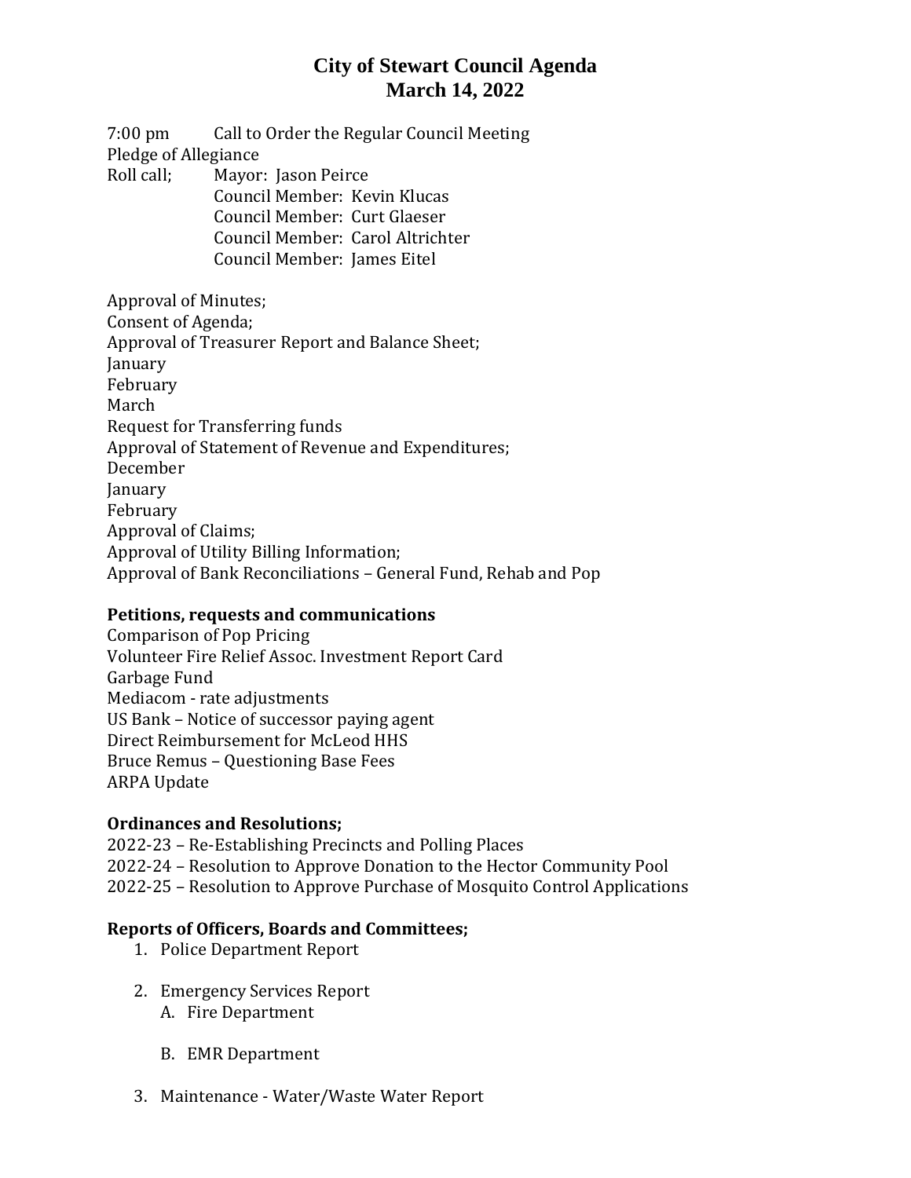# City of Stewart Council Agenda
## March 14, 2022

7:00 pm Call to Order the Regular Council Meeting

Pledge of Allegiance

Roll call; Mayor: Jason Peirce
Council Member: Kevin Klucas
Council Member: Curt Glaeser
Council Member: Carol Altrichter
Council Member: James Eitel

Approval of Minutes;
Consent of Agenda;
Approval of Treasurer Report and Balance Sheet;
January
February
March
Request for Transferring funds
Approval of Statement of Revenue and Expenditures;
December
January
February
Approval of Claims;
Approval of Utility Billing Information;
Approval of Bank Reconciliations – General Fund, Rehab and Pop

**Petitions, requests and communications**

Comparison of Pop Pricing
Volunteer Fire Relief Assoc. Investment Report Card
Garbage Fund
Mediacom - rate adjustments
US Bank – Notice of successor paying agent
Direct Reimbursement for McLeod HHS
Bruce Remus – Questioning Base Fees
ARPA Update

**Ordinances and Resolutions;**

2022-23 – Re-Establishing Precincts and Polling Places
2022-24 – Resolution to Approve Donation to the Hector Community Pool
2022-25 – Resolution to Approve Purchase of Mosquito Control Applications

**Reports of Officers, Boards and Committees;**

1. Police Department Report
2. Emergency Services Report
   A. Fire Department
   B. EMR Department
3. Maintenance - Water/Waste Water Report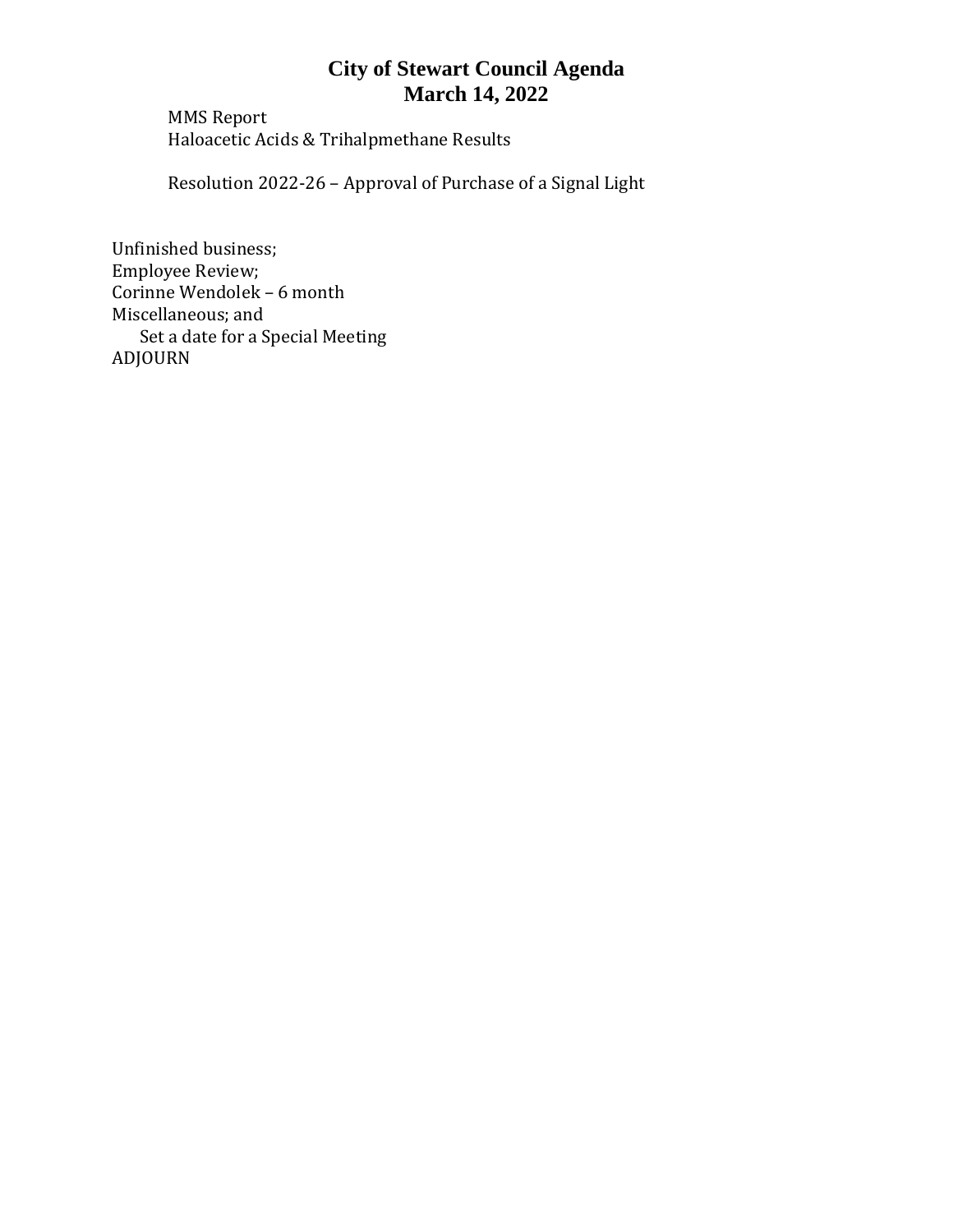# City of Stewart Council Agenda
## March 14, 2022

MMS Report
Haloacetic Acids & Trihalpmethane Results

Resolution 2022-26 – Approval of Purchase of a Signal Light

Unfinished business;
Employee Review;
Corinne Wendolek – 6 month
Miscellaneous; and
Set a date for a Special Meeting
ADJOURN